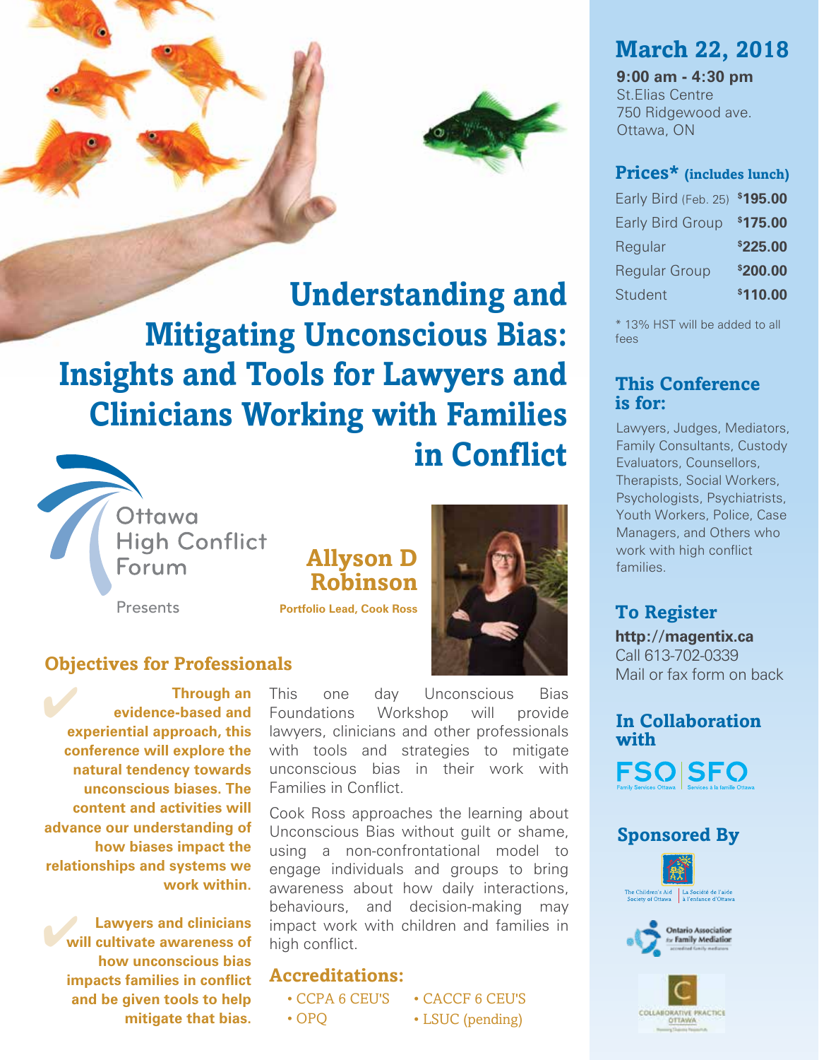# Understanding and Mitigating Unconscious Bias: Insights and Tools for Lawyers and Clinicians Working with Families in Conflict

Ottawa High Conflict Forum

Presents

## Allyson D Robinson

**Portfolio Lead, Cook Ross**

## Objectives for Professionals

✔ **Through an evidence-based and experiential approach, this conference will explore the natural tendency towards unconscious biases. The content and activities will advance our understanding of how biases impact the relationships and systems we work within.**

✔ **Lawyers and clinicians will cultivate awareness of how unconscious bias impacts families in conflict and be given tools to help mitigate that bias.**

This one day Unconscious Bias Foundations Workshop will provide lawyers, clinicians and other professionals with tools and strategies to mitigate unconscious bias in their work with Families in Conflict.

Cook Ross approaches the learning about Unconscious Bias without guilt or shame, using a non-confrontational model to engage individuals and groups to bring awareness about how daily interactions, behaviours, and decision-making may impact work with children and families in high conflict.

### Accreditations:

- CCPA 6 CEU'S
- OPQ
- CACCF 6 CEU'S
- LSUC (pending)

## March 22, 2018

**9:00 am - 4:30 pm**
St.Elias Centre
750 Ridgewood ave.
Ottawa, ON

### Prices* (includes lunch)

| | |
|---|---|
| Early Bird (Feb. 25) | **$195.00** |
| Early Bird Group | **$175.00** |
| Regular | **$225.00** |
| Regular Group | **$200.00** |
| Student | **$110.00** |

* 13% HST will be added to all fees

### This Conference is for:

Lawyers, Judges, Mediators, Family Consultants, Custody Evaluators, Counsellors, Therapists, Social Workers, Psychologists, Psychiatrists, Youth Workers, Police, Case Managers, and Others who work with high conflict families.

### To Register

**http://magentix.ca**
Call 613-702-0339
Mail or fax form on back

### In Collaboration with

FSO | SFO
Family Services Ottawa | Services à la famille Ottawa

### Sponsored By

The Children's Aid Society of Ottawa | La Société de l'aide à l'enfance d'Ottawa

Ontario Association for Family Mediation

Collaborative Practice Ottawa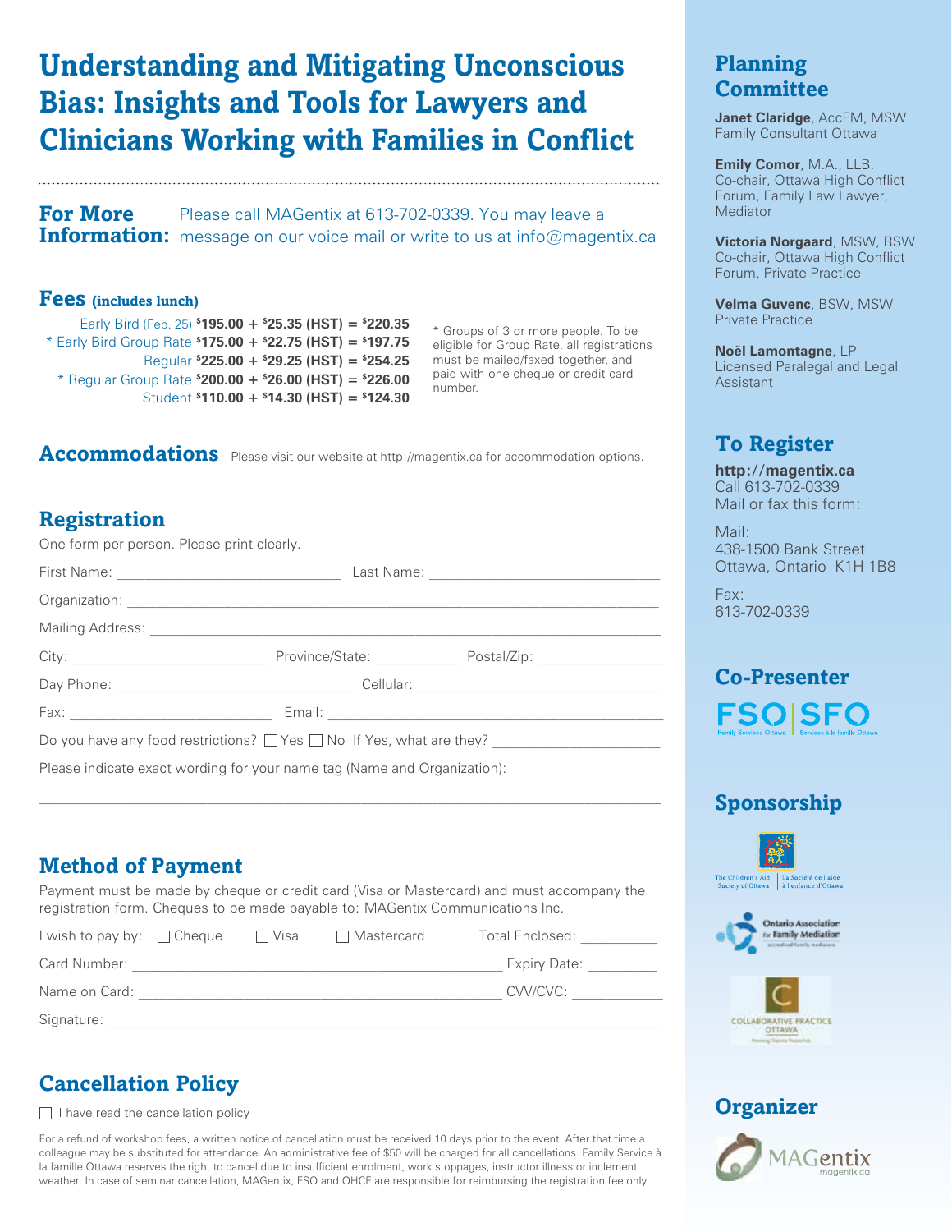# Understanding and Mitigating Unconscious Bias: Insights and Tools for Lawyers and Clinicians Working with Families in Conflict

**For More Information:** Please call MAGentix at 613-702-0339. You may leave a message on our voice mail or write to us at info@magentix.ca

## Fees (includes lunch)

| | |
|---|---|
| Early Bird (Feb. 25) | **$195.00 + $25.35 (HST) = $220.35** |
| * Early Bird Group Rate | **$175.00 + $22.75 (HST) = $197.75** |
| Regular | **$225.00 + $29.25 (HST) = $254.25** |
| * Regular Group Rate | **$200.00 + $26.00 (HST) = $226.00** |
| Student | **$110.00 + $14.30 (HST) = $124.30** |

* Groups of 3 or more people. To be eligible for Group Rate, all registrations must be mailed/faxed together, and paid with one cheque or credit card number.

## Accommodations

Please visit our website at http://magentix.ca for accommodation options.

## Registration

One form per person. Please print clearly.

First Name: ____________________ Last Name: ____________________

Organization: ____________________

Mailing Address: ____________________

City: ____________ Province/State: ________ Postal/Zip: ________

Day Phone: ____________________ Cellular: ____________________

Fax: ____________________ Email: ____________________

Do you have any food restrictions? ☐ Yes ☐ No If Yes, what are they? ____________

Please indicate exact wording for your name tag (Name and Organization):

____________________________________________

## Method of Payment

Payment must be made by cheque or credit card (Visa or Mastercard) and must accompany the registration form. Cheques to be made payable to: MAGentix Communications Inc.

I wish to pay by: ☐ Cheque ☐ Visa ☐ Mastercard Total Enclosed: ________

Card Number: ____________________ Expiry Date: ________

Name on Card: ____________________ CVV/CVC: ________

Signature: ____________________

## Cancellation Policy

☐ I have read the cancellation policy

For a refund of workshop fees, a written notice of cancellation must be received 10 days prior to the event. After that time a colleague may be substituted for attendance. An administrative fee of $50 will be charged for all cancellations. Family Service à la famille Ottawa reserves the right to cancel due to insufficient enrolment, work stoppages, instructor illness or inclement weather. In case of seminar cancellation, MAGentix, FSO and OHCF are responsible for reimbursing the registration fee only.

## Planning Committee

**Janet Claridge**, AccFM, MSW
Family Consultant Ottawa

**Emily Comor**, M.A., LLB.
Co-chair, Ottawa High Conflict Forum, Family Law Lawyer, Mediator

**Victoria Norgaard**, MSW, RSW
Co-chair, Ottawa High Conflict Forum, Private Practice

**Velma Guvenc**, BSW, MSW
Private Practice

**Noël Lamontagne**, LP
Licensed Paralegal and Legal Assistant

## To Register

**http://magentix.ca**
Call 613-702-0339
Mail or fax this form:

Mail:
438-1500 Bank Street
Ottawa, Ontario K1H 1B8

Fax:
613-702-0339

## Co-Presenter

FSO | SFO
Family Services Ottawa | Services à la famille Ottawa

## Sponsorship

The Children's Aid Society of Ottawa | La Société de l'aide à l'enfance d'Ottawa

Ontario Association for Family Mediation

Collaborative Practice Ottawa

## Organizer

MAGentix
magentix.ca